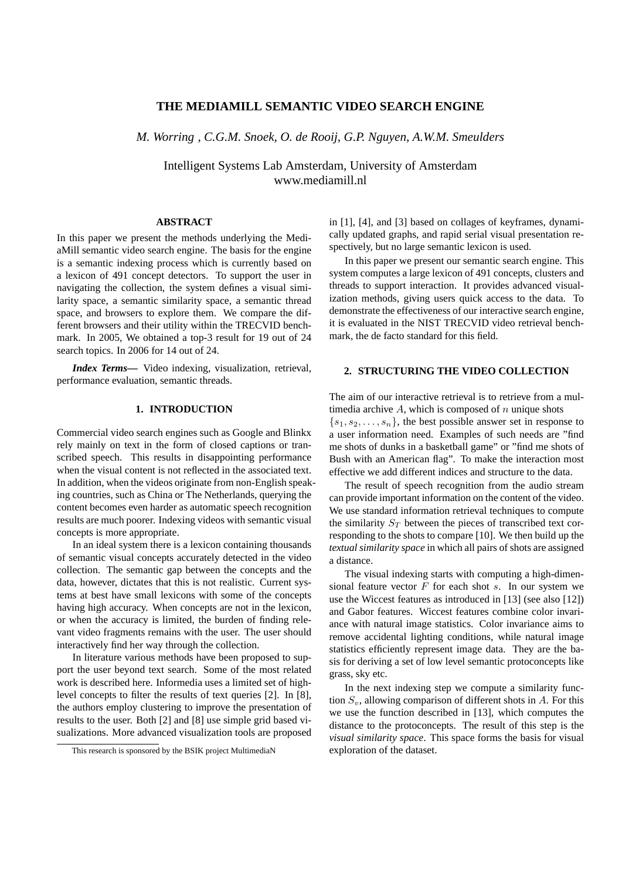# THE MEDIAMILL SEMANTIC VIDEO SEARCH ENGINE

*M. Worring , C.G.M. Snoek, O. de Rooij, G.P. Nguyen, A.W.M. Smeulders*

Intelligent Systems Lab Amsterdam, University of Amsterdam
www.mediamill.nl

### ABSTRACT

In this paper we present the methods underlying the MediaMill semantic video search engine. The basis for the engine is a semantic indexing process which is currently based on a lexicon of 491 concept detectors. To support the user in navigating the collection, the system defines a visual similarity space, a semantic similarity space, a semantic thread space, and browsers to explore them. We compare the different browsers and their utility within the TRECVID benchmark. In 2005, We obtained a top-3 result for 19 out of 24 search topics. In 2006 for 14 out of 24.

***Index Terms*—** Video indexing, visualization, retrieval, performance evaluation, semantic threads.

## 1. INTRODUCTION

Commercial video search engines such as Google and Blinkx rely mainly on text in the form of closed captions or transcribed speech. This results in disappointing performance when the visual content is not reflected in the associated text. In addition, when the videos originate from non-English speaking countries, such as China or The Netherlands, querying the content becomes even harder as automatic speech recognition results are much poorer. Indexing videos with semantic visual concepts is more appropriate.

In an ideal system there is a lexicon containing thousands of semantic visual concepts accurately detected in the video collection. The semantic gap between the concepts and the data, however, dictates that this is not realistic. Current systems at best have small lexicons with some of the concepts having high accuracy. When concepts are not in the lexicon, or when the accuracy is limited, the burden of finding relevant video fragments remains with the user. The user should interactively find her way through the collection.

In literature various methods have been proposed to support the user beyond text search. Some of the most related work is described here. Informedia uses a limited set of high-level concepts to filter the results of text queries [2]. In [8], the authors employ clustering to improve the presentation of results to the user. Both [2] and [8] use simple grid based visualizations. More advanced visualization tools are proposed in [1], [4], and [3] based on collages of keyframes, dynamically updated graphs, and rapid serial visual presentation respectively, but no large semantic lexicon is used.

In this paper we present our semantic search engine. This system computes a large lexicon of 491 concepts, clusters and threads to support interaction. It provides advanced visualization methods, giving users quick access to the data. To demonstrate the effectiveness of our interactive search engine, it is evaluated in the NIST TRECVID video retrieval benchmark, the de facto standard for this field.

This research is sponsored by the BSIK project MultimediaN

## 2. STRUCTURING THE VIDEO COLLECTION

The aim of our interactive retrieval is to retrieve from a multimedia archive $A$, which is composed of $n$ unique shots $\{s_1, s_2, \ldots, s_n\}$, the best possible answer set in response to a user information need. Examples of such needs are "find me shots of dunks in a basketball game" or "find me shots of Bush with an American flag". To make the interaction most effective we add different indices and structure to the data.

The result of speech recognition from the audio stream can provide important information on the content of the video. We use standard information retrieval techniques to compute the similarity $S_T$ between the pieces of transcribed text corresponding to the shots to compare [10]. We then build up the *textual similarity space* in which all pairs of shots are assigned a distance.

The visual indexing starts with computing a high-dimensional feature vector $F$ for each shot $s$. In our system we use the Wiccest features as introduced in [13] (see also [12]) and Gabor features. Wiccest features combine color invariance with natural image statistics. Color invariance aims to remove accidental lighting conditions, while natural image statistics efficiently represent image data. They are the basis for deriving a set of low level semantic protoconcepts like grass, sky etc.

In the next indexing step we compute a similarity function $S_v$, allowing comparison of different shots in $A$. For this we use the function described in [13], which computes the distance to the protoconcepts. The result of this step is the *visual similarity space*. This space forms the basis for visual exploration of the dataset.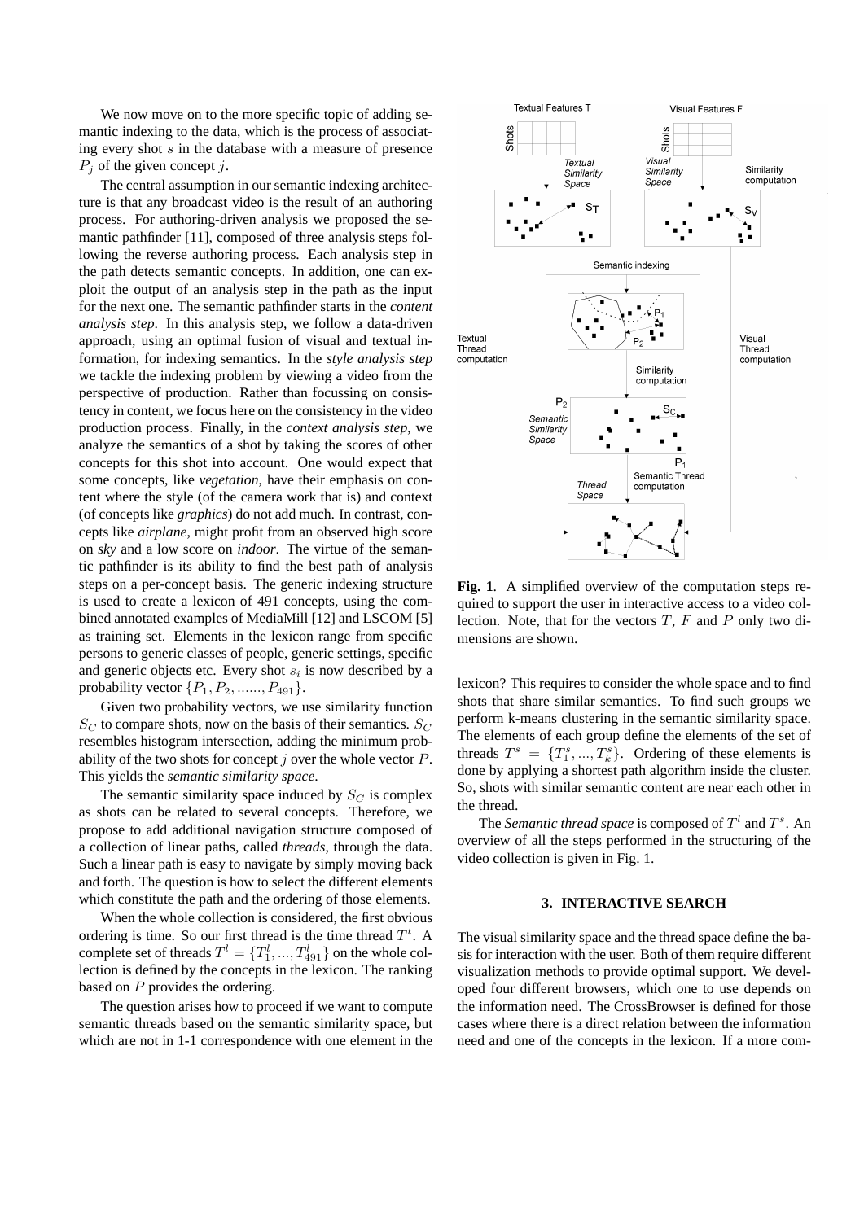We now move on to the more specific topic of adding semantic indexing to the data, which is the process of associating every shot $s$ in the database with a measure of presence $P_j$ of the given concept $j$.

The central assumption in our semantic indexing architecture is that any broadcast video is the result of an authoring process. For authoring-driven analysis we proposed the semantic pathfinder [11], composed of three analysis steps following the reverse authoring process. Each analysis step in the path detects semantic concepts. In addition, one can exploit the output of an analysis step in the path as the input for the next one. The semantic pathfinder starts in the *content analysis step*. In this analysis step, we follow a data-driven approach, using an optimal fusion of visual and textual information, for indexing semantics. In the *style analysis step* we tackle the indexing problem by viewing a video from the perspective of production. Rather than focussing on consistency in content, we focus here on the consistency in the video production process. Finally, in the *context analysis step*, we analyze the semantics of a shot by taking the scores of other concepts for this shot into account. One would expect that some concepts, like *vegetation*, have their emphasis on content where the style (of the camera work that is) and context (of concepts like *graphics*) do not add much. In contrast, concepts like *airplane*, might profit from an observed high score on *sky* and a low score on *indoor*. The virtue of the semantic pathfinder is its ability to find the best path of analysis steps on a per-concept basis. The generic indexing structure is used to create a lexicon of 491 concepts, using the combined annotated examples of MediaMill [12] and LSCOM [5] as training set. Elements in the lexicon range from specific persons to generic classes of people, generic settings, specific and generic objects etc. Every shot $s_i$ is now described by a probability vector $\{P_1, P_2, ......, P_{491}\}$.

Given two probability vectors, we use similarity function $S_C$ to compare shots, now on the basis of their semantics. $S_C$ resembles histogram intersection, adding the minimum probability of the two shots for concept $j$ over the whole vector $P$. This yields the *semantic similarity space*.

The semantic similarity space induced by $S_C$ is complex as shots can be related to several concepts. Therefore, we propose to add additional navigation structure composed of a collection of linear paths, called *threads*, through the data. Such a linear path is easy to navigate by simply moving back and forth. The question is how to select the different elements which constitute the path and the ordering of those elements.

When the whole collection is considered, the first obvious ordering is time. So our first thread is the time thread $T^t$. A complete set of threads $T^l = \{T_1^l, ..., T_{491}^l\}$ on the whole collection is defined by the concepts in the lexicon. The ranking based on $P$ provides the ordering.

The question arises how to proceed if we want to compute semantic threads based on the semantic similarity space, but which are not in 1-1 correspondence with one element in the lexicon? This requires to consider the whole space and to find shots that share similar semantics. To find such groups we perform k-means clustering in the semantic similarity space. The elements of each group define the elements of the set of threads $T^s = \{T_1^s, ..., T_k^s\}$. Ordering of these elements is done by applying a shortest path algorithm inside the cluster. So, shots with similar semantic content are near each other in the thread.

The *Semantic thread space* is composed of $T^l$ and $T^s$. An overview of all the steps performed in the structuring of the video collection is given in Fig. 1.

Textual Features T
Visual Features F
Shots
Shots
Textual Similarity Space
Visual Similarity Space
Similarity computation
$S_T$
$S_V$
Semantic indexing
$P_1$
$P_2$
Textual Thread computation
Visual Thread computation
Similarity computation
$P_2$
Semantic Similarity Space
$S_C$
$P_1$
Thread Space
Semantic Thread computation

**Fig. 1**. A simplified overview of the computation steps required to support the user in interactive access to a video collection. Note, that for the vectors $T$, $F$ and $P$ only two dimensions are shown.

## 3. INTERACTIVE SEARCH

The visual similarity space and the thread space define the basis for interaction with the user. Both of them require different visualization methods to provide optimal support. We developed four different browsers, which one to use depends on the information need. The CrossBrowser is defined for those cases where there is a direct relation between the information need and one of the concepts in the lexicon. If a more com-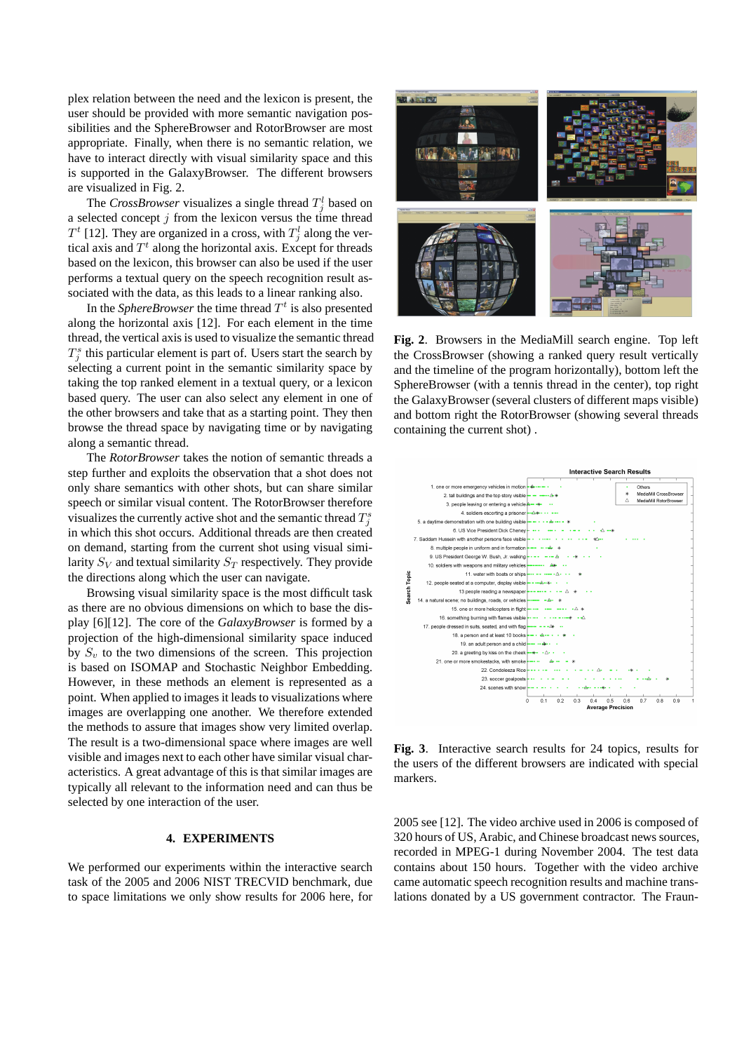plex relation between the need and the lexicon is present, the user should be provided with more semantic navigation possibilities and the SphereBrowser and RotorBrowser are most appropriate. Finally, when there is no semantic relation, we have to interact directly with visual similarity space and this is supported in the GalaxyBrowser. The different browsers are visualized in Fig. 2.

The *CrossBrowser* visualizes a single thread $T^l_j$ based on a selected concept $j$ from the lexicon versus the time thread $T^t$ [12]. They are organized in a cross, with $T^l_j$ along the vertical axis and $T^t$ along the horizontal axis. Except for threads based on the lexicon, this browser can also be used if the user performs a textual query on the speech recognition result associated with the data, as this leads to a linear ranking also.

In the *SphereBrowser* the time thread $T^t$ is also presented along the horizontal axis [12]. For each element in the time thread, the vertical axis is used to visualize the semantic thread $T^s_j$ this particular element is part of. Users start the search by selecting a current point in the semantic similarity space by taking the top ranked element in a textual query, or a lexicon based query. The user can also select any element in one of the other browsers and take that as a starting point. They then browse the thread space by navigating time or by navigating along a semantic thread.

The *RotorBrowser* takes the notion of semantic threads a step further and exploits the observation that a shot does not only share semantics with other shots, but can share similar speech or similar visual content. The RotorBrowser therefore visualizes the currently active shot and the semantic thread $T^s_j$ in which this shot occurs. Additional threads are then created on demand, starting from the current shot using visual similarity $S_V$ and textual similarity $S_T$ respectively. They provide the directions along which the user can navigate.

Browsing visual similarity space is the most difficult task as there are no obvious dimensions on which to base the display [6][12]. The core of the *GalaxyBrowser* is formed by a projection of the high-dimensional similarity space induced by $S_v$ to the two dimensions of the screen. This projection is based on ISOMAP and Stochastic Neighbor Embedding. However, in these methods an element is represented as a point. When applied to images it leads to visualizations where images are overlapping one another. We therefore extended the methods to assure that images show very limited overlap. The result is a two-dimensional space where images are well visible and images next to each other have similar visual characteristics. A great advantage of this is that similar images are typically all relevant to the information need and can thus be selected by one interaction of the user.

**Fig. 2**. Browsers in the MediaMill search engine. Top left the CrossBrowser (showing a ranked query result vertically and the timeline of the program horizontally), bottom left the SphereBrowser (with a tennis thread in the center), top right the GalaxyBrowser (several clusters of different maps visible) and bottom right the RotorBrowser (showing several threads containing the current shot) .

**Fig. 3**. Interactive search results for 24 topics, results for the users of the different browsers are indicated with special markers.

## 4. EXPERIMENTS

We performed our experiments within the interactive search task of the 2005 and 2006 NIST TRECVID benchmark, due to space limitations we only show results for 2006 here, for 2005 see [12]. The video archive used in 2006 is composed of 320 hours of US, Arabic, and Chinese broadcast news sources, recorded in MPEG-1 during November 2004. The test data contains about 150 hours. Together with the video archive came automatic speech recognition results and machine translations donated by a US government contractor. The Fraun-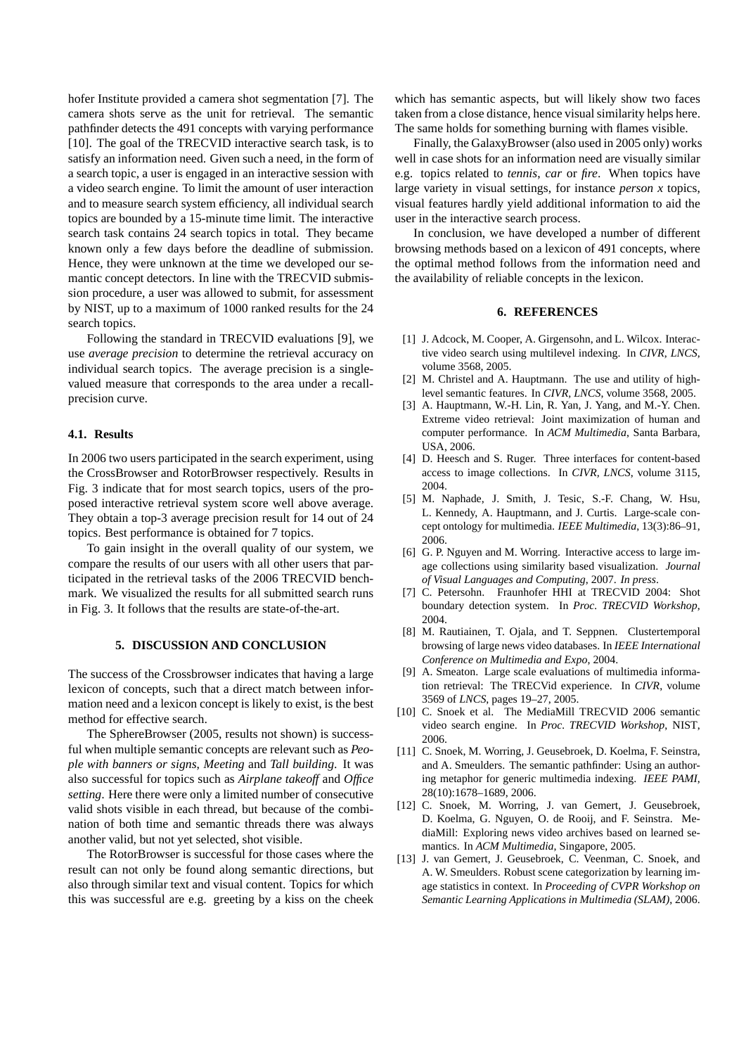hofer Institute provided a camera shot segmentation [7]. The camera shots serve as the unit for retrieval. The semantic pathfinder detects the 491 concepts with varying performance [10]. The goal of the TRECVID interactive search task, is to satisfy an information need. Given such a need, in the form of a search topic, a user is engaged in an interactive session with a video search engine. To limit the amount of user interaction and to measure search system efficiency, all individual search topics are bounded by a 15-minute time limit. The interactive search task contains 24 search topics in total. They became known only a few days before the deadline of submission. Hence, they were unknown at the time we developed our semantic concept detectors. In line with the TRECVID submission procedure, a user was allowed to submit, for assessment by NIST, up to a maximum of 1000 ranked results for the 24 search topics.

Following the standard in TRECVID evaluations [9], we use *average precision* to determine the retrieval accuracy on individual search topics. The average precision is a single-valued measure that corresponds to the area under a recall-precision curve.

### 4.1. Results

In 2006 two users participated in the search experiment, using the CrossBrowser and RotorBrowser respectively. Results in Fig. 3 indicate that for most search topics, users of the proposed interactive retrieval system score well above average. They obtain a top-3 average precision result for 14 out of 24 topics. Best performance is obtained for 7 topics.

To gain insight in the overall quality of our system, we compare the results of our users with all other users that participated in the retrieval tasks of the 2006 TRECVID benchmark. We visualized the results for all submitted search runs in Fig. 3. It follows that the results are state-of-the-art.

## 5. DISCUSSION AND CONCLUSION

The success of the Crossbrowser indicates that having a large lexicon of concepts, such that a direct match between information need and a lexicon concept is likely to exist, is the best method for effective search.

The SphereBrowser (2005, results not shown) is successful when multiple semantic concepts are relevant such as *People with banners or signs*, *Meeting* and *Tall building*. It was also successful for topics such as *Airplane takeoff* and *Office setting*. Here there were only a limited number of consecutive valid shots visible in each thread, but because of the combination of both time and semantic threads there was always another valid, but not yet selected, shot visible.

The RotorBrowser is successful for those cases where the result can not only be found along semantic directions, but also through similar text and visual content. Topics for which this was successful are e.g. greeting by a kiss on the cheek which has semantic aspects, but will likely show two faces taken from a close distance, hence visual similarity helps here. The same holds for something burning with flames visible.

Finally, the GalaxyBrowser (also used in 2005 only) works well in case shots for an information need are visually similar e.g. topics related to *tennis*, *car* or *fire*. When topics have large variety in visual settings, for instance *person x* topics, visual features hardly yield additional information to aid the user in the interactive search process.

In conclusion, we have developed a number of different browsing methods based on a lexicon of 491 concepts, where the optimal method follows from the information need and the availability of reliable concepts in the lexicon.

## 6. REFERENCES

[1] J. Adcock, M. Cooper, A. Girgensohn, and L. Wilcox. Interactive video search using multilevel indexing. In *CIVR, LNCS*, volume 3568, 2005.

[2] M. Christel and A. Hauptmann. The use and utility of high-level semantic features. In *CIVR, LNCS*, volume 3568, 2005.

[3] A. Hauptmann, W.-H. Lin, R. Yan, J. Yang, and M.-Y. Chen. Extreme video retrieval: Joint maximization of human and computer performance. In *ACM Multimedia*, Santa Barbara, USA, 2006.

[4] D. Heesch and S. Ruger. Three interfaces for content-based access to image collections. In *CIVR, LNCS*, volume 3115, 2004.

[5] M. Naphade, J. Smith, J. Tesic, S.-F. Chang, W. Hsu, L. Kennedy, A. Hauptmann, and J. Curtis. Large-scale concept ontology for multimedia. *IEEE Multimedia*, 13(3):86–91, 2006.

[6] G. P. Nguyen and M. Worring. Interactive access to large image collections using similarity based visualization. *Journal of Visual Languages and Computing*, 2007. *In press*.

[7] C. Petersohn. Fraunhofer HHI at TRECVID 2004: Shot boundary detection system. In *Proc. TRECVID Workshop*, 2004.

[8] M. Rautiainen, T. Ojala, and T. Seppnen. Clustertemporal browsing of large news video databases. In *IEEE International Conference on Multimedia and Expo*, 2004.

[9] A. Smeaton. Large scale evaluations of multimedia information retrieval: The TRECVid experience. In *CIVR*, volume 3569 of *LNCS*, pages 19–27, 2005.

[10] C. Snoek et al. The MediaMill TRECVID 2006 semantic video search engine. In *Proc. TRECVID Workshop*, NIST, 2006.

[11] C. Snoek, M. Worring, J. Geusebroek, D. Koelma, F. Seinstra, and A. Smeulders. The semantic pathfinder: Using an authoring metaphor for generic multimedia indexing. *IEEE PAMI*, 28(10):1678–1689, 2006.

[12] C. Snoek, M. Worring, J. van Gemert, J. Geusebroek, D. Koelma, G. Nguyen, O. de Rooij, and F. Seinstra. MediaMill: Exploring news video archives based on learned semantics. In *ACM Multimedia*, Singapore, 2005.

[13] J. van Gemert, J. Geusebroek, C. Veenman, C. Snoek, and A. W. Smeulders. Robust scene categorization by learning image statistics in context. In *Proceeding of CVPR Workshop on Semantic Learning Applications in Multimedia (SLAM)*, 2006.